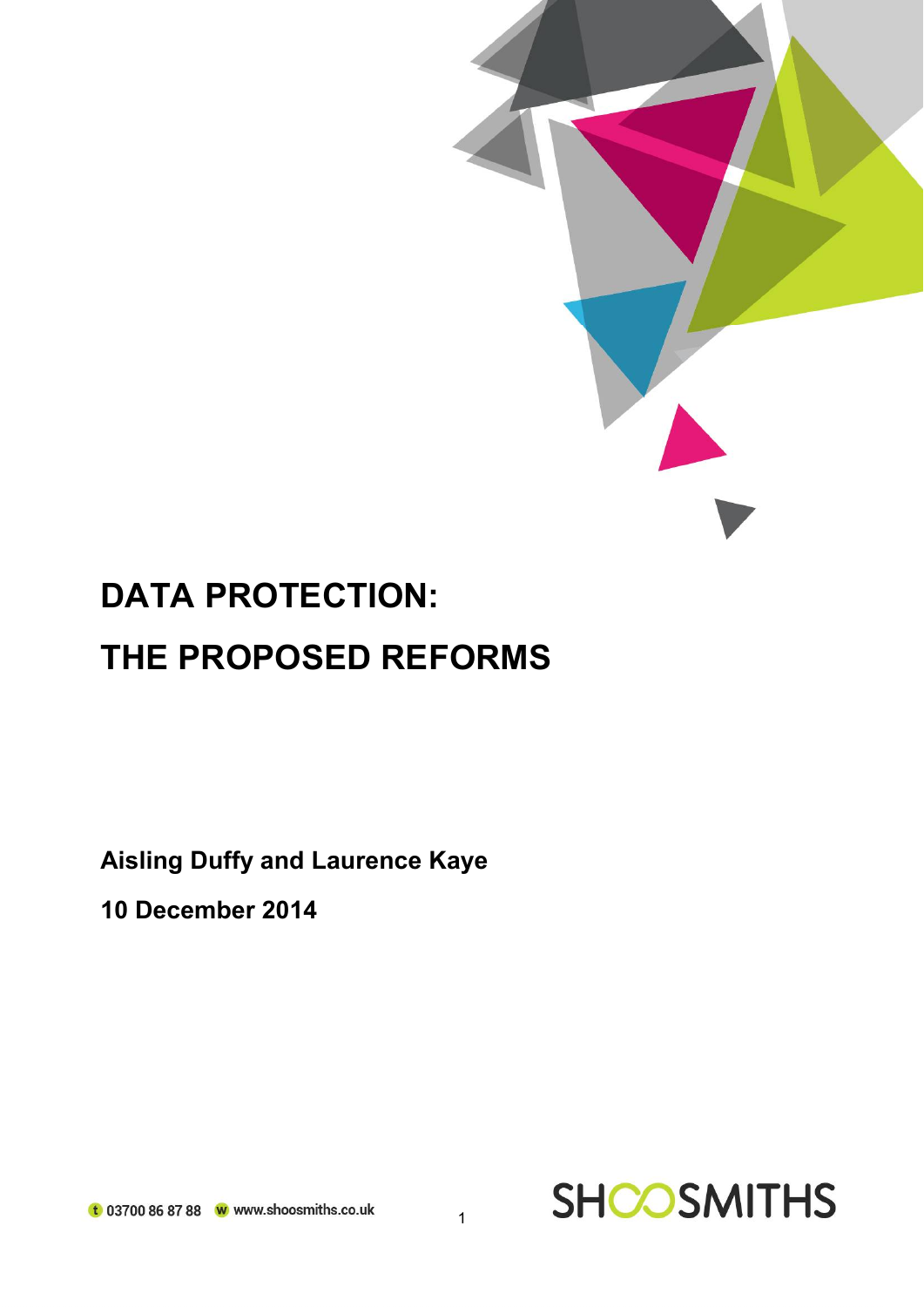# DATA PROTECTION:

# THE PROPOSED REFORMS

**Aisling Duffy and Laurence Kaye**

**10 December 2014**

t 03700 86 87 88 w www.shoosmiths.co.uk

SHOOSMITHS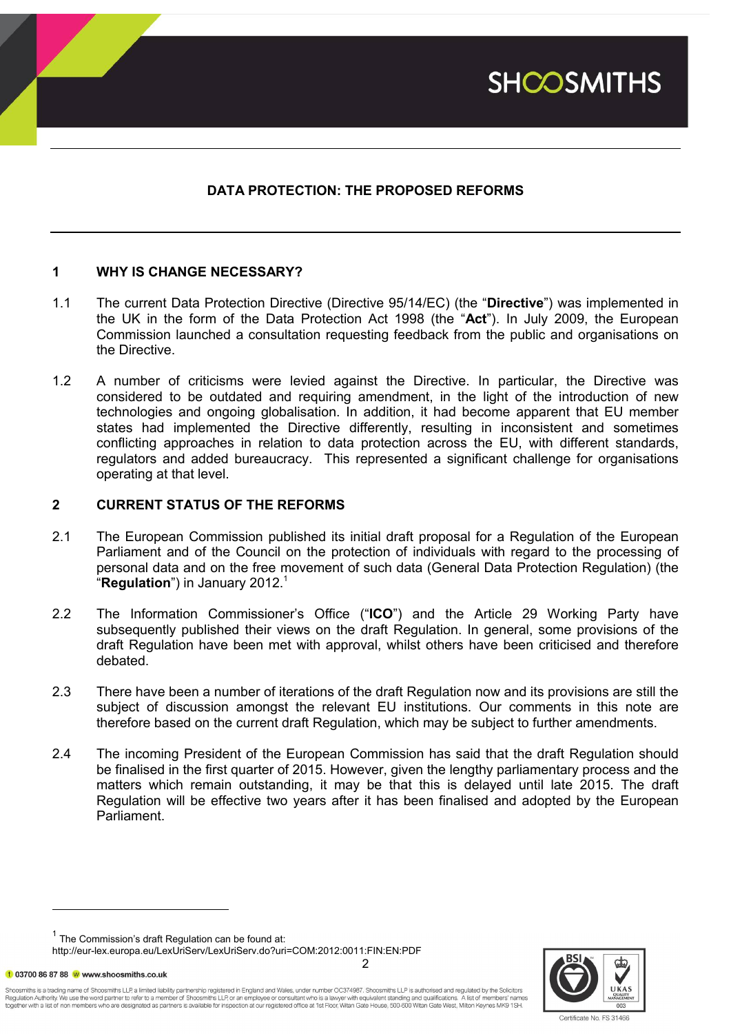## DATA PROTECTION: THE PROPOSED REFORMS

### 1 WHY IS CHANGE NECESSARY?

1.1 The current Data Protection Directive (Directive 95/14/EC) (the "**Directive**") was implemented in the UK in the form of the Data Protection Act 1998 (the "**Act**"). In July 2009, the European Commission launched a consultation requesting feedback from the public and organisations on the Directive.

1.2 A number of criticisms were levied against the Directive. In particular, the Directive was considered to be outdated and requiring amendment, in the light of the introduction of new technologies and ongoing globalisation. In addition, it had become apparent that EU member states had implemented the Directive differently, resulting in inconsistent and sometimes conflicting approaches in relation to data protection across the EU, with different standards, regulators and added bureaucracy. This represented a significant challenge for organisations operating at that level.

### 2 CURRENT STATUS OF THE REFORMS

2.1 The European Commission published its initial draft proposal for a Regulation of the European Parliament and of the Council on the protection of individuals with regard to the processing of personal data and on the free movement of such data (General Data Protection Regulation) (the "**Regulation**") in January 2012.[1]

2.2 The Information Commissioner's Office ("**ICO**") and the Article 29 Working Party have subsequently published their views on the draft Regulation. In general, some provisions of the draft Regulation have been met with approval, whilst others have been criticised and therefore debated.

2.3 There have been a number of iterations of the draft Regulation now and its provisions are still the subject of discussion amongst the relevant EU institutions. Our comments in this note are therefore based on the current draft Regulation, which may be subject to further amendments.

2.4 The incoming President of the European Commission has said that the draft Regulation should be finalised in the first quarter of 2015. However, given the lengthy parliamentary process and the matters which remain outstanding, it may be that this is delayed until late 2015. The draft Regulation will be effective two years after it has been finalised and adopted by the European Parliament.

---

[1] The Commission's draft Regulation can be found at: http://eur-lex.europa.eu/LexUriServ/LexUriServ.do?uri=COM:2012:0011:FIN:EN:PDF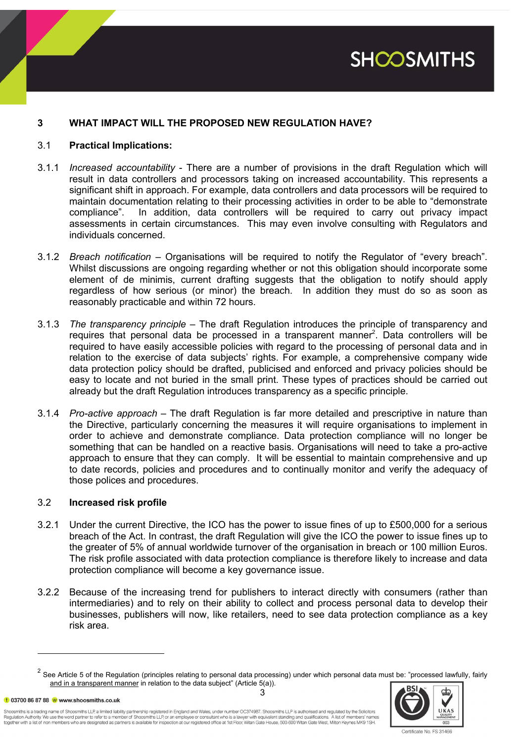## 3 WHAT IMPACT WILL THE PROPOSED NEW REGULATION HAVE?

### 3.1 Practical Implications:

3.1.1 *Increased accountability* - There are a number of provisions in the draft Regulation which will result in data controllers and processors taking on increased accountability. This represents a significant shift in approach. For example, data controllers and data processors will be required to maintain documentation relating to their processing activities in order to be able to "demonstrate compliance". In addition, data controllers will be required to carry out privacy impact assessments in certain circumstances. This may even involve consulting with Regulators and individuals concerned.

3.1.2 *Breach notification* – Organisations will be required to notify the Regulator of "every breach". Whilst discussions are ongoing regarding whether or not this obligation should incorporate some element of de minimis, current drafting suggests that the obligation to notify should apply regardless of how serious (or minor) the breach. In addition they must do so as soon as reasonably practicable and within 72 hours.

3.1.3 *The transparency principle* – The draft Regulation introduces the principle of transparency and requires that personal data be processed in a transparent manner[2]. Data controllers will be required to have easily accessible policies with regard to the processing of personal data and in relation to the exercise of data subjects' rights. For example, a comprehensive company wide data protection policy should be drafted, publicised and enforced and privacy policies should be easy to locate and not buried in the small print. These types of practices should be carried out already but the draft Regulation introduces transparency as a specific principle.

3.1.4 *Pro-active approach* – The draft Regulation is far more detailed and prescriptive in nature than the Directive, particularly concerning the measures it will require organisations to implement in order to achieve and demonstrate compliance. Data protection compliance will no longer be something that can be handled on a reactive basis. Organisations will need to take a pro-active approach to ensure that they can comply. It will be essential to maintain comprehensive and up to date records, policies and procedures and to continually monitor and verify the adequacy of those polices and procedures.

### 3.2 Increased risk profile

3.2.1 Under the current Directive, the ICO has the power to issue fines of up to £500,000 for a serious breach of the Act. In contrast, the draft Regulation will give the ICO the power to issue fines up to the greater of 5% of annual worldwide turnover of the organisation in breach or 100 million Euros. The risk profile associated with data protection compliance is therefore likely to increase and data protection compliance will become a key governance issue.

3.2.2 Because of the increasing trend for publishers to interact directly with consumers (rather than intermediaries) and to rely on their ability to collect and process personal data to develop their businesses, publishers will now, like retailers, need to see data protection compliance as a key risk area.

---

[2] See Article 5 of the Regulation (principles relating to personal data processing) under which personal data must be: "processed lawfully, fairly and in a transparent manner in relation to the data subject" (Article 5(a)).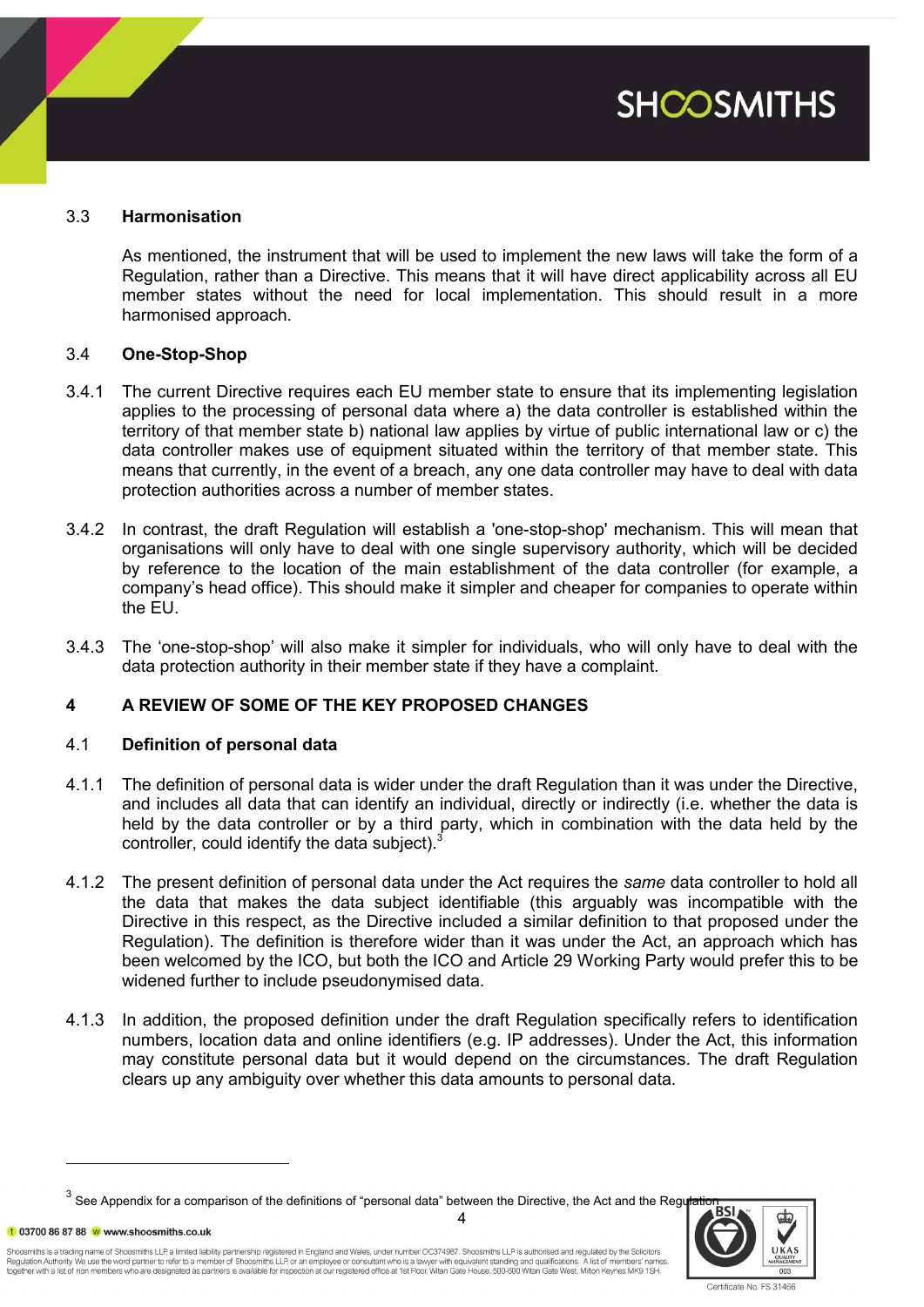### 3.3 Harmonisation

As mentioned, the instrument that will be used to implement the new laws will take the form of a Regulation, rather than a Directive. This means that it will have direct applicability across all EU member states without the need for local implementation. This should result in a more harmonised approach.

### 3.4 One-Stop-Shop

3.4.1 The current Directive requires each EU member state to ensure that its implementing legislation applies to the processing of personal data where a) the data controller is established within the territory of that member state b) national law applies by virtue of public international law or c) the data controller makes use of equipment situated within the territory of that member state. This means that currently, in the event of a breach, any one data controller may have to deal with data protection authorities across a number of member states.

3.4.2 In contrast, the draft Regulation will establish a 'one-stop-shop' mechanism. This will mean that organisations will only have to deal with one single supervisory authority, which will be decided by reference to the location of the main establishment of the data controller (for example, a company's head office). This should make it simpler and cheaper for companies to operate within the EU.

3.4.3 The 'one-stop-shop' will also make it simpler for individuals, who will only have to deal with the data protection authority in their member state if they have a complaint.

## 4 A REVIEW OF SOME OF THE KEY PROPOSED CHANGES

### 4.1 Definition of personal data

4.1.1 The definition of personal data is wider under the draft Regulation than it was under the Directive, and includes all data that can identify an individual, directly or indirectly (i.e. whether the data is held by the data controller or by a third party, which in combination with the data held by the controller, could identify the data subject).[3]

4.1.2 The present definition of personal data under the Act requires the *same* data controller to hold all the data that makes the data subject identifiable (this arguably was incompatible with the Directive in this respect, as the Directive included a similar definition to that proposed under the Regulation). The definition is therefore wider than it was under the Act, an approach which has been welcomed by the ICO, but both the ICO and Article 29 Working Party would prefer this to be widened further to include pseudonymised data.

4.1.3 In addition, the proposed definition under the draft Regulation specifically refers to identification numbers, location data and online identifiers (e.g. IP addresses). Under the Act, this information may constitute personal data but it would depend on the circumstances. The draft Regulation clears up any ambiguity over whether this data amounts to personal data.

---

[3] See Appendix for a comparison of the definitions of "personal data" between the Directive, the Act and the Regulation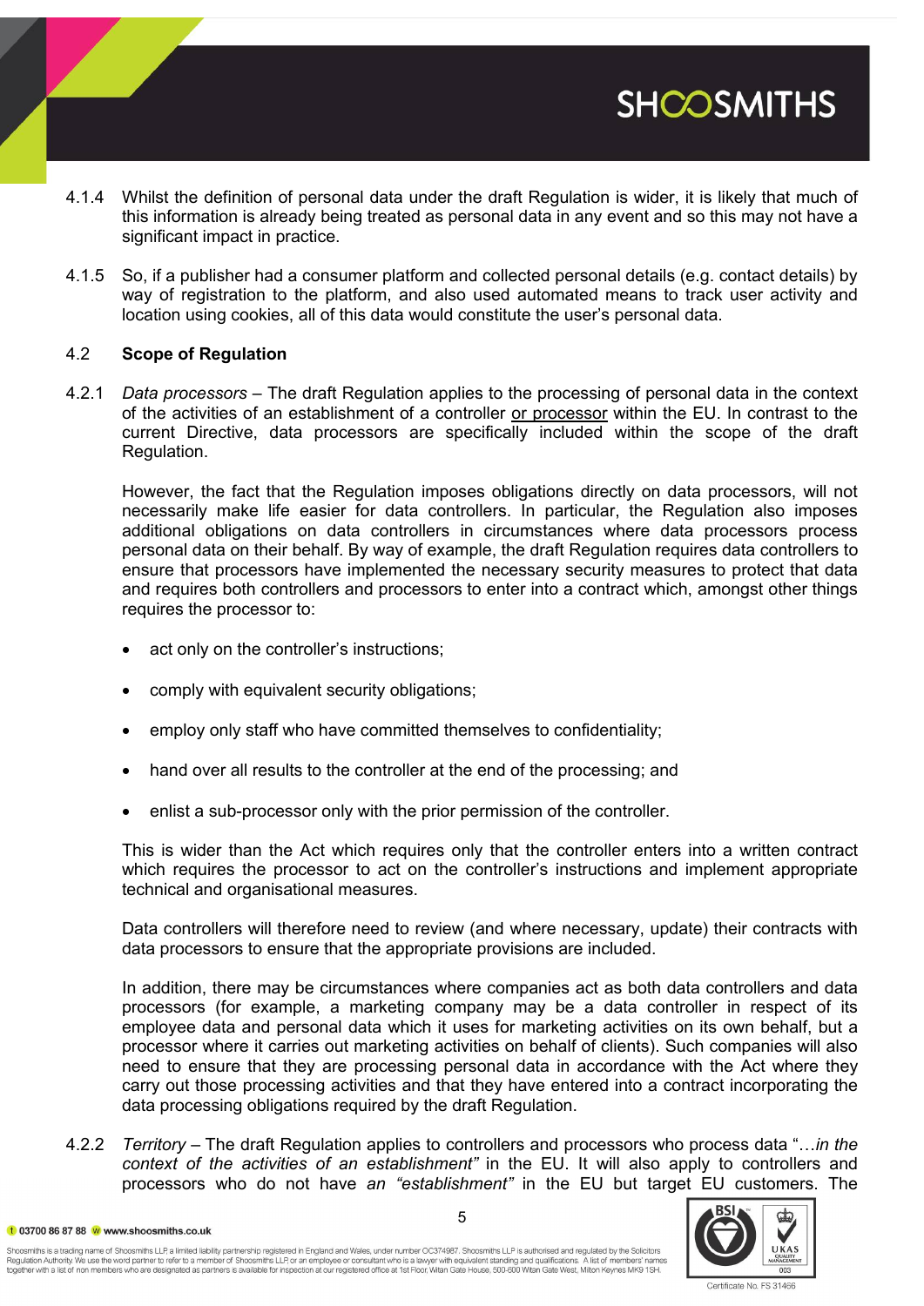4.1.4 Whilst the definition of personal data under the draft Regulation is wider, it is likely that much of this information is already being treated as personal data in any event and so this may not have a significant impact in practice.

4.1.5 So, if a publisher had a consumer platform and collected personal details (e.g. contact details) by way of registration to the platform, and also used automated means to track user activity and location using cookies, all of this data would constitute the user's personal data.

### 4.2 Scope of Regulation

4.2.1 *Data processors* – The draft Regulation applies to the processing of personal data in the context of the activities of an establishment of a controller <u>or processor</u> within the EU. In contrast to the current Directive, data processors are specifically included within the scope of the draft Regulation.

However, the fact that the Regulation imposes obligations directly on data processors, will not necessarily make life easier for data controllers. In particular, the Regulation also imposes additional obligations on data controllers in circumstances where data processors process personal data on their behalf. By way of example, the draft Regulation requires data controllers to ensure that processors have implemented the necessary security measures to protect that data and requires both controllers and processors to enter into a contract which, amongst other things requires the processor to:

- act only on the controller's instructions;
- comply with equivalent security obligations;
- employ only staff who have committed themselves to confidentiality;
- hand over all results to the controller at the end of the processing; and
- enlist a sub-processor only with the prior permission of the controller.

This is wider than the Act which requires only that the controller enters into a written contract which requires the processor to act on the controller's instructions and implement appropriate technical and organisational measures.

Data controllers will therefore need to review (and where necessary, update) their contracts with data processors to ensure that the appropriate provisions are included.

In addition, there may be circumstances where companies act as both data controllers and data processors (for example, a marketing company may be a data controller in respect of its employee data and personal data which it uses for marketing activities on its own behalf, but a processor where it carries out marketing activities on behalf of clients). Such companies will also need to ensure that they are processing personal data in accordance with the Act where they carry out those processing activities and that they have entered into a contract incorporating the data processing obligations required by the draft Regulation.

4.2.2 *Territory* – The draft Regulation applies to controllers and processors who process data "*…in the context of the activities of an establishment"* in the EU. It will also apply to controllers and processors who do not have *an "establishment"* in the EU but target EU customers. The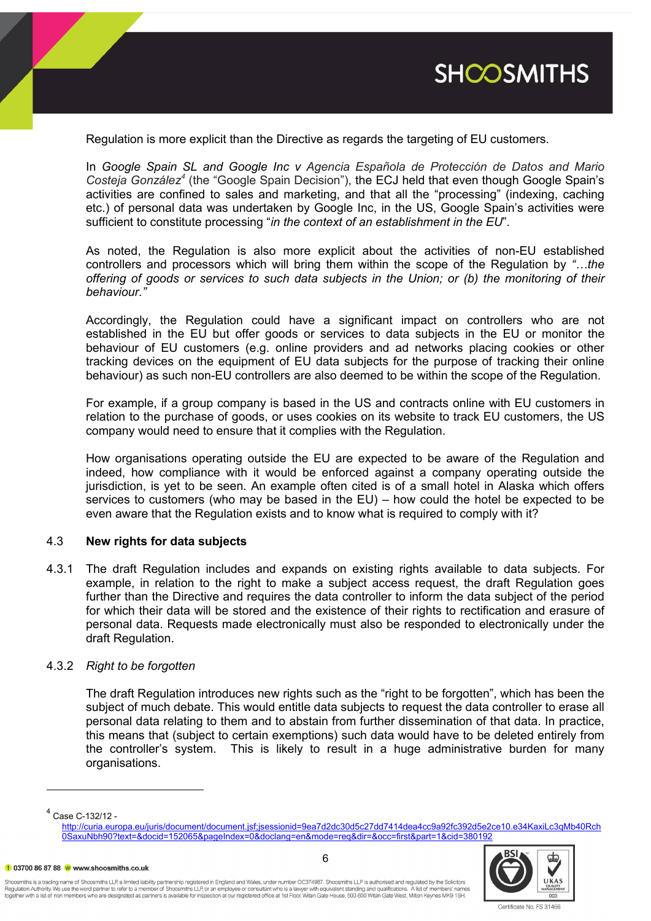Regulation is more explicit than the Directive as regards the targeting of EU customers.

In *Google Spain SL and Google Inc v Agencia Española de Protección de Datos and Mario Costeja González*[4] (the "Google Spain Decision"), the ECJ held that even though Google Spain's activities are confined to sales and marketing, and that all the "processing" (indexing, caching etc.) of personal data was undertaken by Google Inc, in the US, Google Spain's activities were sufficient to constitute processing "*in the context of an establishment in the EU*".

As noted, the Regulation is also more explicit about the activities of non-EU established controllers and processors which will bring them within the scope of the Regulation by *"…the offering of goods or services to such data subjects in the Union; or (b) the monitoring of their behaviour."*

Accordingly, the Regulation could have a significant impact on controllers who are not established in the EU but offer goods or services to data subjects in the EU or monitor the behaviour of EU customers (e.g. online providers and ad networks placing cookies or other tracking devices on the equipment of EU data subjects for the purpose of tracking their online behaviour) as such non-EU controllers are also deemed to be within the scope of the Regulation.

For example, if a group company is based in the US and contracts online with EU customers in relation to the purchase of goods, or uses cookies on its website to track EU customers, the US company would need to ensure that it complies with the Regulation.

How organisations operating outside the EU are expected to be aware of the Regulation and indeed, how compliance with it would be enforced against a company operating outside the jurisdiction, is yet to be seen. An example often cited is of a small hotel in Alaska which offers services to customers (who may be based in the EU) – how could the hotel be expected to be even aware that the Regulation exists and to know what is required to comply with it?

## 4.3 New rights for data subjects

4.3.1 The draft Regulation includes and expands on existing rights available to data subjects. For example, in relation to the right to make a subject access request, the draft Regulation goes further than the Directive and requires the data controller to inform the data subject of the period for which their data will be stored and the existence of their rights to rectification and erasure of personal data. Requests made electronically must also be responded to electronically under the draft Regulation.

### 4.3.2 *Right to be forgotten*

The draft Regulation introduces new rights such as the "right to be forgotten", which has been the subject of much debate. This would entitle data subjects to request the data controller to erase all personal data relating to them and to abstain from further dissemination of that data. In practice, this means that (subject to certain exemptions) such data would have to be deleted entirely from the controller's system. This is likely to result in a huge administrative burden for many organisations.

---

[4] Case C-132/12 - http://curia.europa.eu/juris/document/document.jsf;jsessionid=9ea7d2dc30d5c27dd7414dea4cc9a92fc392d5e2ce10.e34KaxiLc3qMb40Rch0SaxuNbh90?text=&docid=152065&pageIndex=0&doclang=en&mode=req&dir=&occ=first&part=1&cid=380192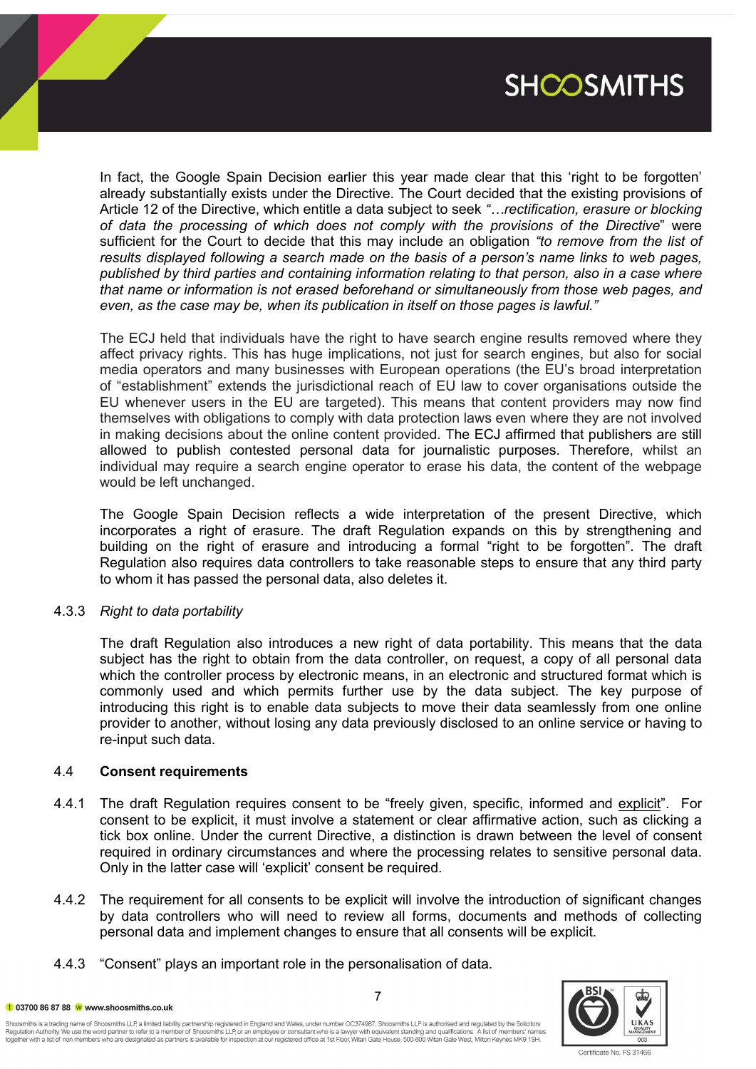In fact, the Google Spain Decision earlier this year made clear that this 'right to be forgotten' already substantially exists under the Directive. The Court decided that the existing provisions of Article 12 of the Directive, which entitle a data subject to seek *"…rectification, erasure or blocking of data the processing of which does not comply with the provisions of the Directive*" were sufficient for the Court to decide that this may include an obligation *"to remove from the list of results displayed following a search made on the basis of a person's name links to web pages, published by third parties and containing information relating to that person, also in a case where that name or information is not erased beforehand or simultaneously from those web pages, and even, as the case may be, when its publication in itself on those pages is lawful."*

The ECJ held that individuals have the right to have search engine results removed where they affect privacy rights. This has huge implications, not just for search engines, but also for social media operators and many businesses with European operations (the EU's broad interpretation of "establishment" extends the jurisdictional reach of EU law to cover organisations outside the EU whenever users in the EU are targeted). This means that content providers may now find themselves with obligations to comply with data protection laws even where they are not involved in making decisions about the online content provided. The ECJ affirmed that publishers are still allowed to publish contested personal data for journalistic purposes. Therefore, whilst an individual may require a search engine operator to erase his data, the content of the webpage would be left unchanged.

The Google Spain Decision reflects a wide interpretation of the present Directive, which incorporates a right of erasure. The draft Regulation expands on this by strengthening and building on the right of erasure and introducing a formal "right to be forgotten". The draft Regulation also requires data controllers to take reasonable steps to ensure that any third party to whom it has passed the personal data, also deletes it.

4.3.3 *Right to data portability*

The draft Regulation also introduces a new right of data portability. This means that the data subject has the right to obtain from the data controller, on request, a copy of all personal data which the controller process by electronic means, in an electronic and structured format which is commonly used and which permits further use by the data subject. The key purpose of introducing this right is to enable data subjects to move their data seamlessly from one online provider to another, without losing any data previously disclosed to an online service or having to re-input such data.

## 4.4 Consent requirements

4.4.1 The draft Regulation requires consent to be "freely given, specific, informed and explicit". For consent to be explicit, it must involve a statement or clear affirmative action, such as clicking a tick box online. Under the current Directive, a distinction is drawn between the level of consent required in ordinary circumstances and where the processing relates to sensitive personal data. Only in the latter case will 'explicit' consent be required.

4.4.2 The requirement for all consents to be explicit will involve the introduction of significant changes by data controllers who will need to review all forms, documents and methods of collecting personal data and implement changes to ensure that all consents will be explicit.

4.4.3 "Consent" plays an important role in the personalisation of data.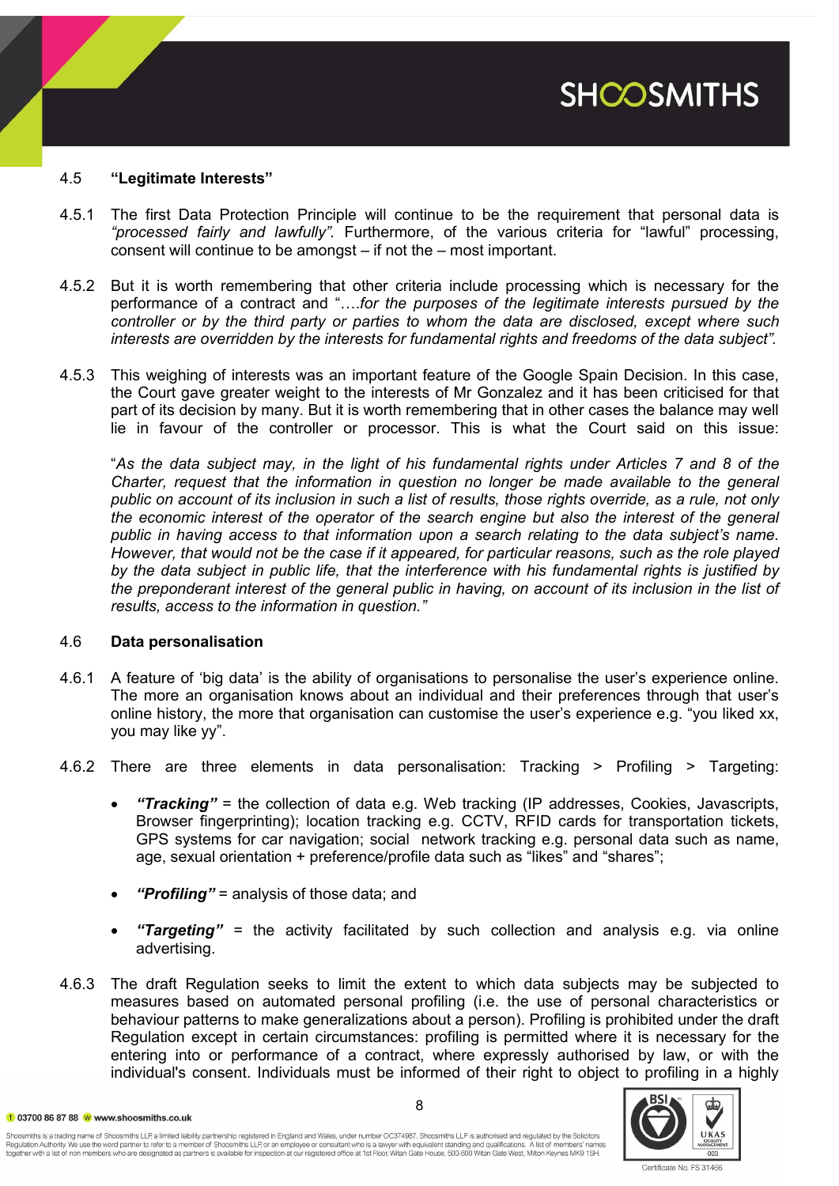## 4.5 "Legitimate Interests"

4.5.1 The first Data Protection Principle will continue to be the requirement that personal data is *"processed fairly and lawfully".* Furthermore, of the various criteria for "lawful" processing, consent will continue to be amongst – if not the – most important.

4.5.2 But it is worth remembering that other criteria include processing which is necessary for the performance of a contract and "….*for the purposes of the legitimate interests pursued by the controller or by the third party or parties to whom the data are disclosed, except where such interests are overridden by the interests for fundamental rights and freedoms of the data subject".*

4.5.3 This weighing of interests was an important feature of the Google Spain Decision. In this case, the Court gave greater weight to the interests of Mr Gonzalez and it has been criticised for that part of its decision by many. But it is worth remembering that in other cases the balance may well lie in favour of the controller or processor. This is what the Court said on this issue:

"*As the data subject may, in the light of his fundamental rights under Articles 7 and 8 of the Charter, request that the information in question no longer be made available to the general public on account of its inclusion in such a list of results, those rights override, as a rule, not only the economic interest of the operator of the search engine but also the interest of the general public in having access to that information upon a search relating to the data subject's name. However, that would not be the case if it appeared, for particular reasons, such as the role played by the data subject in public life, that the interference with his fundamental rights is justified by the preponderant interest of the general public in having, on account of its inclusion in the list of results, access to the information in question."*

## 4.6 Data personalisation

4.6.1 A feature of 'big data' is the ability of organisations to personalise the user's experience online. The more an organisation knows about an individual and their preferences through that user's online history, the more that organisation can customise the user's experience e.g. "you liked xx, you may like yy".

4.6.2 There are three elements in data personalisation: Tracking > Profiling > Targeting:

- ***"Tracking"*** = the collection of data e.g. Web tracking (IP addresses, Cookies, Javascripts, Browser fingerprinting); location tracking e.g. CCTV, RFID cards for transportation tickets, GPS systems for car navigation; social network tracking e.g. personal data such as name, age, sexual orientation + preference/profile data such as "likes" and "shares";
- ***"Profiling"*** = analysis of those data; and
- ***"Targeting"*** = the activity facilitated by such collection and analysis e.g. via online advertising.

4.6.3 The draft Regulation seeks to limit the extent to which data subjects may be subjected to measures based on automated personal profiling (i.e. the use of personal characteristics or behaviour patterns to make generalizations about a person). Profiling is prohibited under the draft Regulation except in certain circumstances: profiling is permitted where it is necessary for the entering into or performance of a contract, where expressly authorised by law, or with the individual's consent. Individuals must be informed of their right to object to profiling in a highly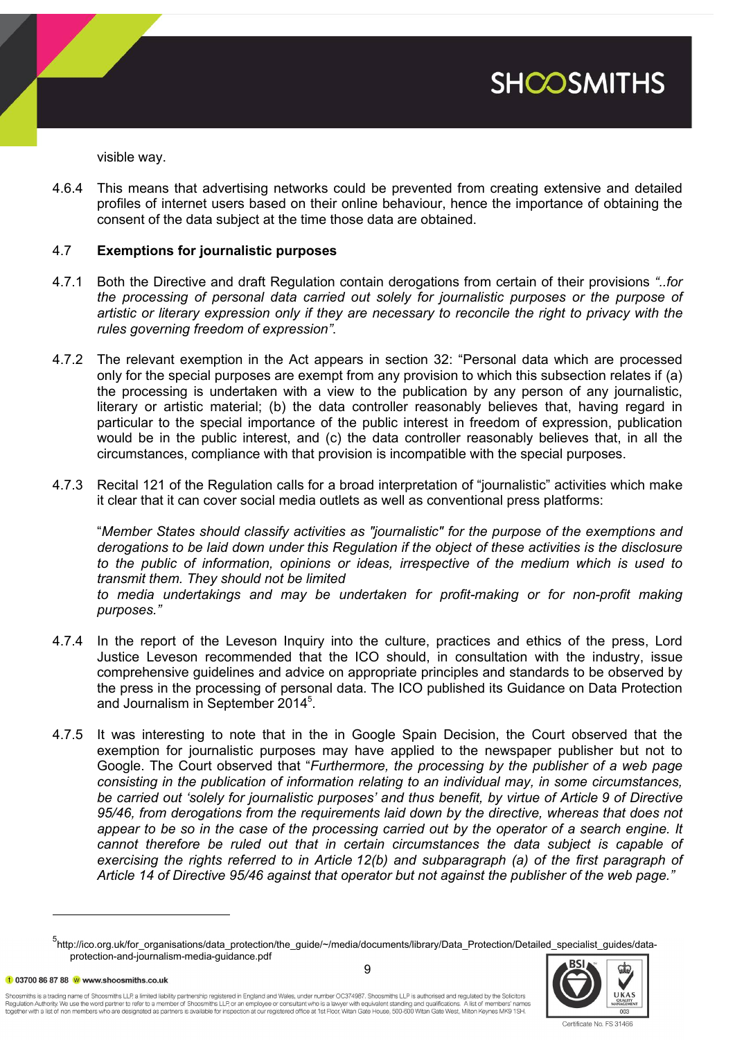visible way.

4.6.4 This means that advertising networks could be prevented from creating extensive and detailed profiles of internet users based on their online behaviour, hence the importance of obtaining the consent of the data subject at the time those data are obtained.

4.7 **Exemptions for journalistic purposes**

4.7.1 Both the Directive and draft Regulation contain derogations from certain of their provisions *"..for the processing of personal data carried out solely for journalistic purposes or the purpose of artistic or literary expression only if they are necessary to reconcile the right to privacy with the rules governing freedom of expression"*.

4.7.2 The relevant exemption in the Act appears in section 32: "Personal data which are processed only for the special purposes are exempt from any provision to which this subsection relates if (a) the processing is undertaken with a view to the publication by any person of any journalistic, literary or artistic material; (b) the data controller reasonably believes that, having regard in particular to the special importance of the public interest in freedom of expression, publication would be in the public interest, and (c) the data controller reasonably believes that, in all the circumstances, compliance with that provision is incompatible with the special purposes.

4.7.3 Recital 121 of the Regulation calls for a broad interpretation of "journalistic" activities which make it clear that it can cover social media outlets as well as conventional press platforms:

"*Member States should classify activities as "journalistic" for the purpose of the exemptions and derogations to be laid down under this Regulation if the object of these activities is the disclosure to the public of information, opinions or ideas, irrespective of the medium which is used to transmit them. They should not be limited to media undertakings and may be undertaken for profit-making or for non-profit making purposes."*

4.7.4 In the report of the Leveson Inquiry into the culture, practices and ethics of the press, Lord Justice Leveson recommended that the ICO should, in consultation with the industry, issue comprehensive guidelines and advice on appropriate principles and standards to be observed by the press in the processing of personal data. The ICO published its Guidance on Data Protection and Journalism in September 2014[5].

4.7.5 It was interesting to note that in the in Google Spain Decision, the Court observed that the exemption for journalistic purposes may have applied to the newspaper publisher but not to Google. The Court observed that "*Furthermore, the processing by the publisher of a web page consisting in the publication of information relating to an individual may, in some circumstances, be carried out 'solely for journalistic purposes' and thus benefit, by virtue of Article 9 of Directive 95/46, from derogations from the requirements laid down by the directive, whereas that does not appear to be so in the case of the processing carried out by the operator of a search engine. It cannot therefore be ruled out that in certain circumstances the data subject is capable of exercising the rights referred to in Article 12(b) and subparagraph (a) of the first paragraph of Article 14 of Directive 95/46 against that operator but not against the publisher of the web page."*

---

[5] http://ico.org.uk/for_organisations/data_protection/the_guide/~/media/documents/library/Data_Protection/Detailed_specialist_guides/data-protection-and-journalism-media-guidance.pdf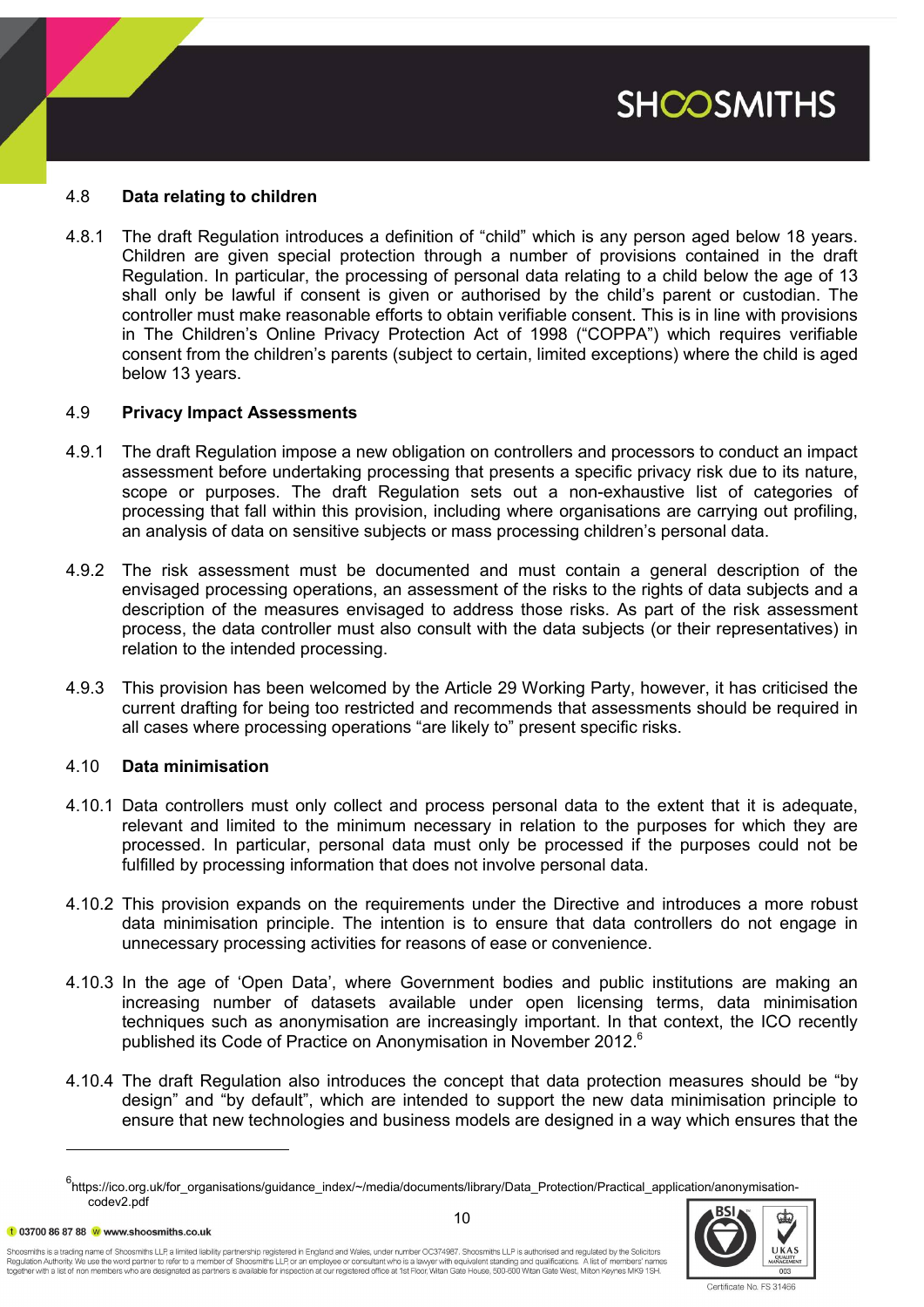### 4.8 Data relating to children

4.8.1 The draft Regulation introduces a definition of "child" which is any person aged below 18 years. Children are given special protection through a number of provisions contained in the draft Regulation. In particular, the processing of personal data relating to a child below the age of 13 shall only be lawful if consent is given or authorised by the child's parent or custodian. The controller must make reasonable efforts to obtain verifiable consent. This is in line with provisions in The Children's Online Privacy Protection Act of 1998 ("COPPA") which requires verifiable consent from the children's parents (subject to certain, limited exceptions) where the child is aged below 13 years.

### 4.9 Privacy Impact Assessments

4.9.1 The draft Regulation impose a new obligation on controllers and processors to conduct an impact assessment before undertaking processing that presents a specific privacy risk due to its nature, scope or purposes. The draft Regulation sets out a non-exhaustive list of categories of processing that fall within this provision, including where organisations are carrying out profiling, an analysis of data on sensitive subjects or mass processing children's personal data.

4.9.2 The risk assessment must be documented and must contain a general description of the envisaged processing operations, an assessment of the risks to the rights of data subjects and a description of the measures envisaged to address those risks. As part of the risk assessment process, the data controller must also consult with the data subjects (or their representatives) in relation to the intended processing.

4.9.3 This provision has been welcomed by the Article 29 Working Party, however, it has criticised the current drafting for being too restricted and recommends that assessments should be required in all cases where processing operations "are likely to" present specific risks.

### 4.10 Data minimisation

4.10.1 Data controllers must only collect and process personal data to the extent that it is adequate, relevant and limited to the minimum necessary in relation to the purposes for which they are processed. In particular, personal data must only be processed if the purposes could not be fulfilled by processing information that does not involve personal data.

4.10.2 This provision expands on the requirements under the Directive and introduces a more robust data minimisation principle. The intention is to ensure that data controllers do not engage in unnecessary processing activities for reasons of ease or convenience.

4.10.3 In the age of 'Open Data', where Government bodies and public institutions are making an increasing number of datasets available under open licensing terms, data minimisation techniques such as anonymisation are increasingly important. In that context, the ICO recently published its Code of Practice on Anonymisation in November 2012.[6]

4.10.4 The draft Regulation also introduces the concept that data protection measures should be "by design" and "by default", which are intended to support the new data minimisation principle to ensure that new technologies and business models are designed in a way which ensures that the

---

[6] https://ico.org.uk/for_organisations/guidance_index/~/media/documents/library/Data_Protection/Practical_application/anonymisation-codev2.pdf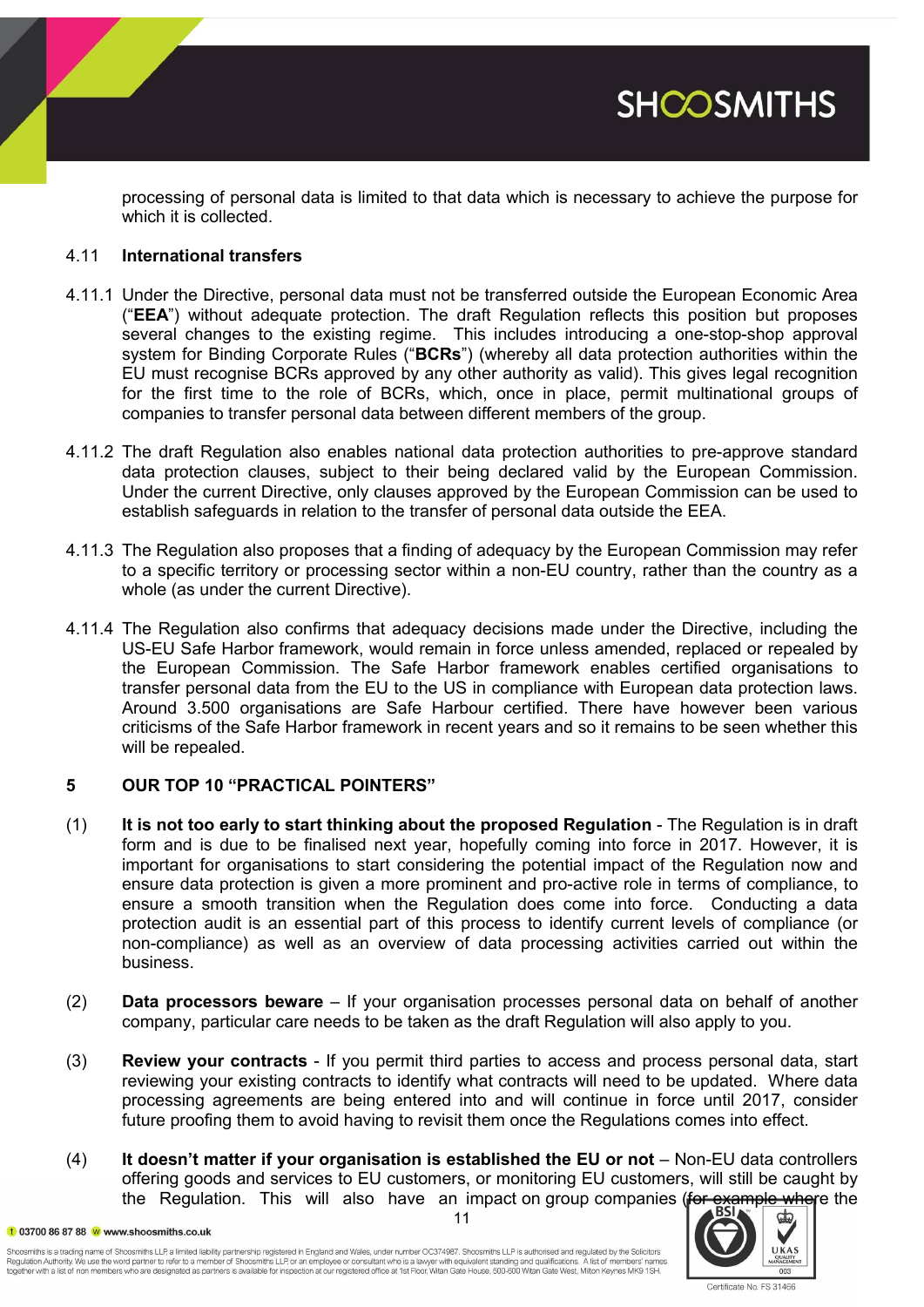processing of personal data is limited to that data which is necessary to achieve the purpose for which it is collected.

### 4.11 International transfers

4.11.1 Under the Directive, personal data must not be transferred outside the European Economic Area ("**EEA**") without adequate protection. The draft Regulation reflects this position but proposes several changes to the existing regime. This includes introducing a one-stop-shop approval system for Binding Corporate Rules ("**BCRs**") (whereby all data protection authorities within the EU must recognise BCRs approved by any other authority as valid). This gives legal recognition for the first time to the role of BCRs, which, once in place, permit multinational groups of companies to transfer personal data between different members of the group.

4.11.2 The draft Regulation also enables national data protection authorities to pre-approve standard data protection clauses, subject to their being declared valid by the European Commission. Under the current Directive, only clauses approved by the European Commission can be used to establish safeguards in relation to the transfer of personal data outside the EEA.

4.11.3 The Regulation also proposes that a finding of adequacy by the European Commission may refer to a specific territory or processing sector within a non-EU country, rather than the country as a whole (as under the current Directive).

4.11.4 The Regulation also confirms that adequacy decisions made under the Directive, including the US-EU Safe Harbor framework, would remain in force unless amended, replaced or repealed by the European Commission. The Safe Harbor framework enables certified organisations to transfer personal data from the EU to the US in compliance with European data protection laws. Around 3.500 organisations are Safe Harbour certified. There have however been various criticisms of the Safe Harbor framework in recent years and so it remains to be seen whether this will be repealed.

## 5 OUR TOP 10 "PRACTICAL POINTERS"

(1) **It is not too early to start thinking about the proposed Regulation** - The Regulation is in draft form and is due to be finalised next year, hopefully coming into force in 2017. However, it is important for organisations to start considering the potential impact of the Regulation now and ensure data protection is given a more prominent and pro-active role in terms of compliance, to ensure a smooth transition when the Regulation does come into force. Conducting a data protection audit is an essential part of this process to identify current levels of compliance (or non-compliance) as well as an overview of data processing activities carried out within the business.

(2) **Data processors beware** – If your organisation processes personal data on behalf of another company, particular care needs to be taken as the draft Regulation will also apply to you.

(3) **Review your contracts** - If you permit third parties to access and process personal data, start reviewing your existing contracts to identify what contracts will need to be updated. Where data processing agreements are being entered into and will continue in force until 2017, consider future proofing them to avoid having to revisit them once the Regulations comes into effect.

(4) **It doesn't matter if your organisation is established the EU or not** – Non-EU data controllers offering goods and services to EU customers, or monitoring EU customers, will still be caught by the Regulation. This will also have an impact on group companies (for example where the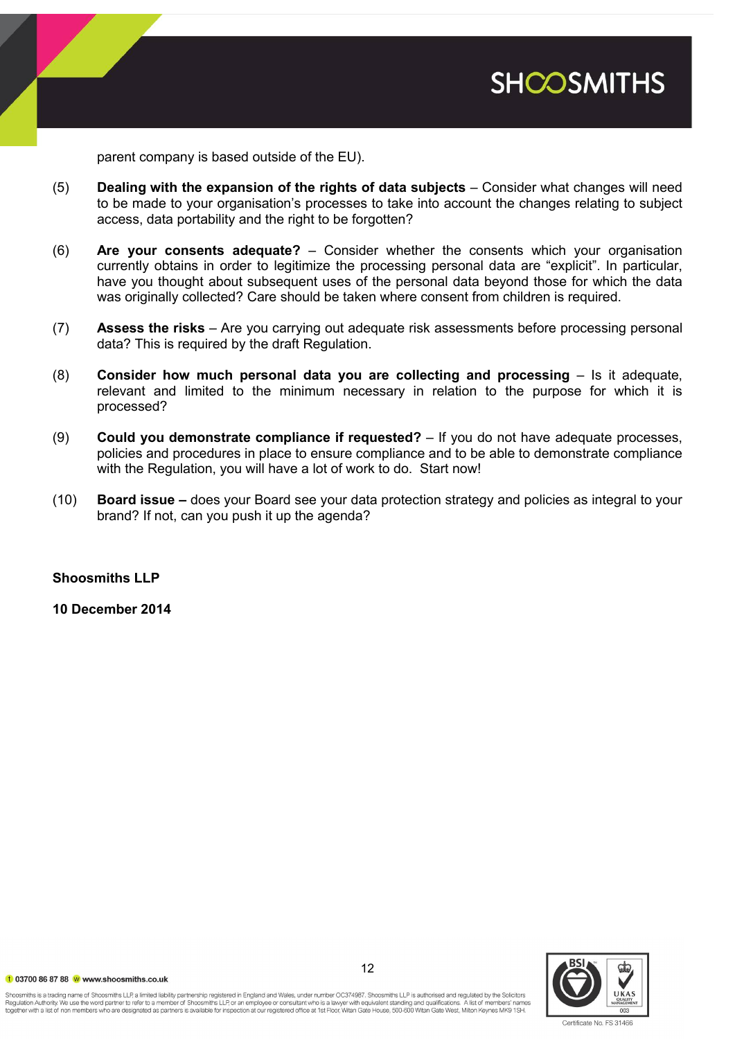parent company is based outside of the EU).

(5) **Dealing with the expansion of the rights of data subjects** – Consider what changes will need to be made to your organisation's processes to take into account the changes relating to subject access, data portability and the right to be forgotten?

(6) **Are your consents adequate?** – Consider whether the consents which your organisation currently obtains in order to legitimize the processing personal data are "explicit". In particular, have you thought about subsequent uses of the personal data beyond those for which the data was originally collected? Care should be taken where consent from children is required.

(7) **Assess the risks** – Are you carrying out adequate risk assessments before processing personal data? This is required by the draft Regulation.

(8) **Consider how much personal data you are collecting and processing** – Is it adequate, relevant and limited to the minimum necessary in relation to the purpose for which it is processed?

(9) **Could you demonstrate compliance if requested?** – If you do not have adequate processes, policies and procedures in place to ensure compliance and to be able to demonstrate compliance with the Regulation, you will have a lot of work to do. Start now!

(10) **Board issue –** does your Board see your data protection strategy and policies as integral to your brand? If not, can you push it up the agenda?

**Shoosmiths LLP**

**10 December 2014**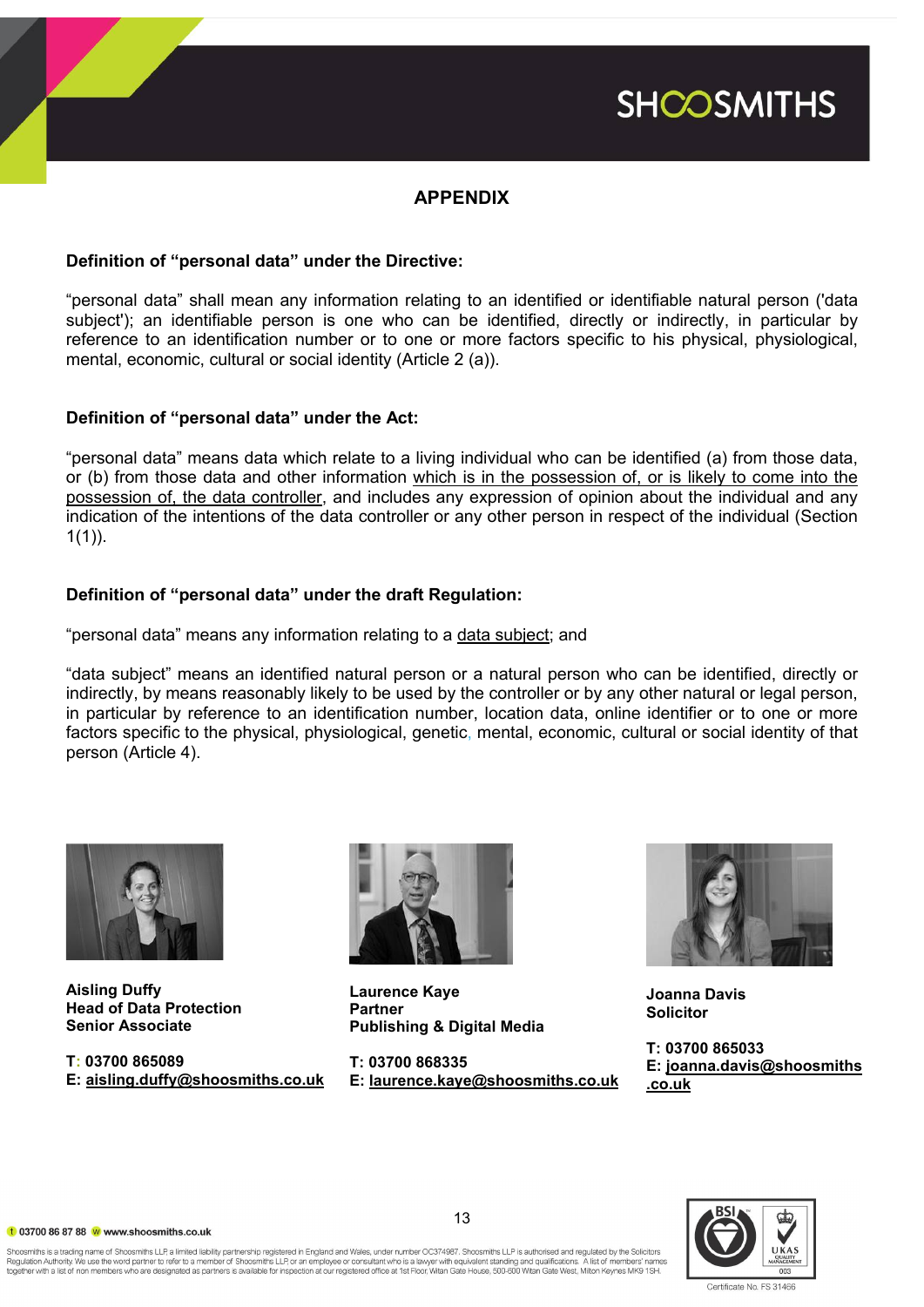## APPENDIX

**Definition of "personal data" under the Directive:**

"personal data" shall mean any information relating to an identified or identifiable natural person ('data subject'); an identifiable person is one who can be identified, directly or indirectly, in particular by reference to an identification number or to one or more factors specific to his physical, physiological, mental, economic, cultural or social identity (Article 2 (a)).

**Definition of "personal data" under the Act:**

"personal data" means data which relate to a living individual who can be identified (a) from those data, or (b) from those data and other information which is in the possession of, or is likely to come into the possession of, the data controller, and includes any expression of opinion about the individual and any indication of the intentions of the data controller or any other person in respect of the individual (Section 1(1)).

**Definition of "personal data" under the draft Regulation:**

"personal data" means any information relating to a data subject; and

"data subject" means an identified natural person or a natural person who can be identified, directly or indirectly, by means reasonably likely to be used by the controller or by any other natural or legal person, in particular by reference to an identification number, location data, online identifier or to one or more factors specific to the physical, physiological, genetic, mental, economic, cultural or social identity of that person (Article 4).

**Aisling Duffy**
**Head of Data Protection**
**Senior Associate**

**T: 03700 865089**
**E: aisling.duffy@shoosmiths.co.uk**

**Laurence Kaye**
**Partner**
**Publishing & Digital Media**

**T: 03700 868335**
**E: laurence.kaye@shoosmiths.co.uk**

**Joanna Davis**
**Solicitor**

**T: 03700 865033**
**E: joanna.davis@shoosmiths.co.uk**

T 03700 86 87 88 W www.shoosmiths.co.uk

Shoosmiths is a trading name of Shoosmiths LLP, a limited liability partnership registered in England and Wales, under number OC374987. Shoosmiths LLP is authorised and regulated by the Solicitors Regulation Authority. We use the word partner to refer to a member of Shoosmiths LLP, or an employee or consultant who is a lawyer with equivalent standing and qualifications. A list of members' names together with a list of non members who are designated as partners is available for inspection at our registered office at 1st Floor, Witan Gate House, 500-600 Witan Gate West, Milton Keynes MK9 1SH.

Certificate No. FS 31466